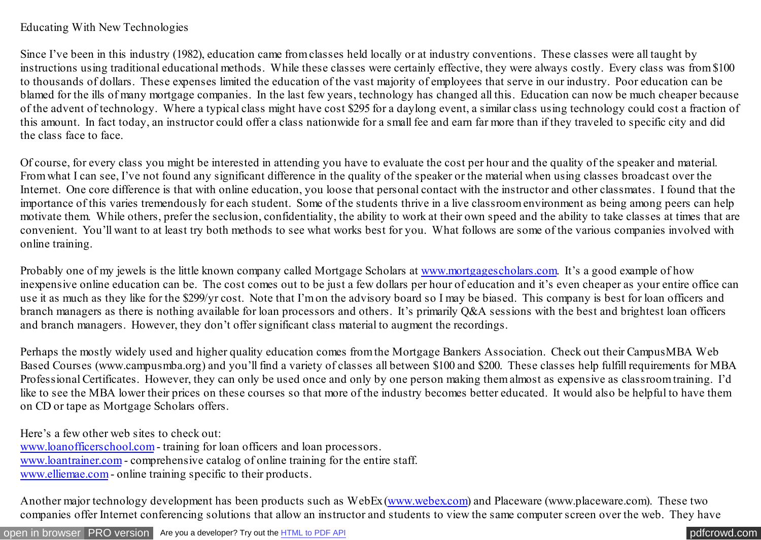# Educating With New Technologies

Since I've been in this industry (1982), education came from classes held locally or at industry conventions. These classes were all taught by instructions using traditional educational methods. While these classes were certainly effective, they were always costly. Every class was from $100 to thousands of dollars. These expenses limited the education of the vast majority of employees that serve in our industry. Poor education can be blamed for the ills of many mortgage companies. In the last few years, technology has changed all this. Education can now be much cheaper because of the advent of technology. Where a typical class might have cost $295 for a daylong event, a similar class using technology could cost a fraction of this amount. In fact today, an instructor could offer a class nationwide for a small fee and earn far more than if they traveled to specific city and did the class face to face.

Of course, for every class you might be interested in attending you have to evaluate the cost per hour and the quality of the speaker and material. From what I can see, I've not found any significant difference in the quality of the speaker or the material when using classes broadcast over the Internet. One core difference is that with online education, you loose that personal contact with the instructor and other classmates. I found that the importance of this varies tremendously for each student. Some of the students thrive in a live classroom environment as being among peers can help motivate them. While others, prefer the seclusion, confidentiality, the ability to work at their own speed and the ability to take classes at times that are convenient. You'll want to at least try both methods to see what works best for you. What follows are some of the various companies involved with online training.

Probably one of my jewels is the little known company called Mortgage Scholars at www.mortgagescholars.com. It's a good example of how inexpensive online education can be. The cost comes out to be just a few dollars per hour of education and it's even cheaper as your entire office can use it as much as they like for the $299/yr cost. Note that I'm on the advisory board so I may be biased. This company is best for loan officers and branch managers as there is nothing available for loan processors and others. It's primarily Q&A sessions with the best and brightest loan officers and branch managers. However, they don't offer significant class material to augment the recordings.

Perhaps the mostly widely used and higher quality education comes from the Mortgage Bankers Association. Check out their CampusMBA Web Based Courses (www.campusmba.org) and you'll find a variety of classes all between $100 and $200. These classes help fulfill requirements for MBA Professional Certificates. However, they can only be used once and only by one person making them almost as expensive as classroom training. I'd like to see the MBA lower their prices on these courses so that more of the industry becomes better educated. It would also be helpful to have them on CD or tape as Mortgage Scholars offers.

Here's a few other web sites to check out:
www.loanofficerschool.com - training for loan officers and loan processors.
www.loantrainer.com - comprehensive catalog of online training for the entire staff.
www.elliemae.com - online training specific to their products.

Another major technology development has been products such as WebEx (www.webex.com) and Placeware (www.placeware.com). These two companies offer Internet conferencing solutions that allow an instructor and students to view the same computer screen over the web. They have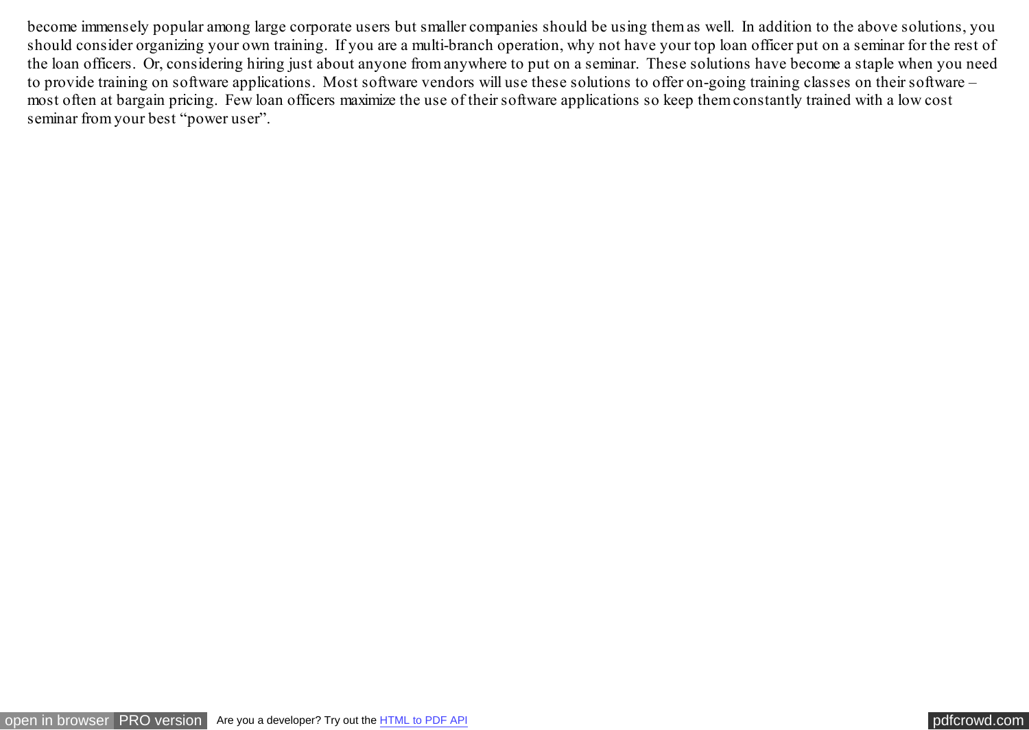become immensely popular among large corporate users but smaller companies should be using them as well. In addition to the above solutions, you should consider organizing your own training. If you are a multi-branch operation, why not have your top loan officer put on a seminar for the rest of the loan officers. Or, considering hiring just about anyone from anywhere to put on a seminar. These solutions have become a staple when you need to provide training on software applications. Most software vendors will use these solutions to offer on-going training classes on their software – most often at bargain pricing. Few loan officers maximize the use of their software applications so keep them constantly trained with a low cost seminar from your best "power user".